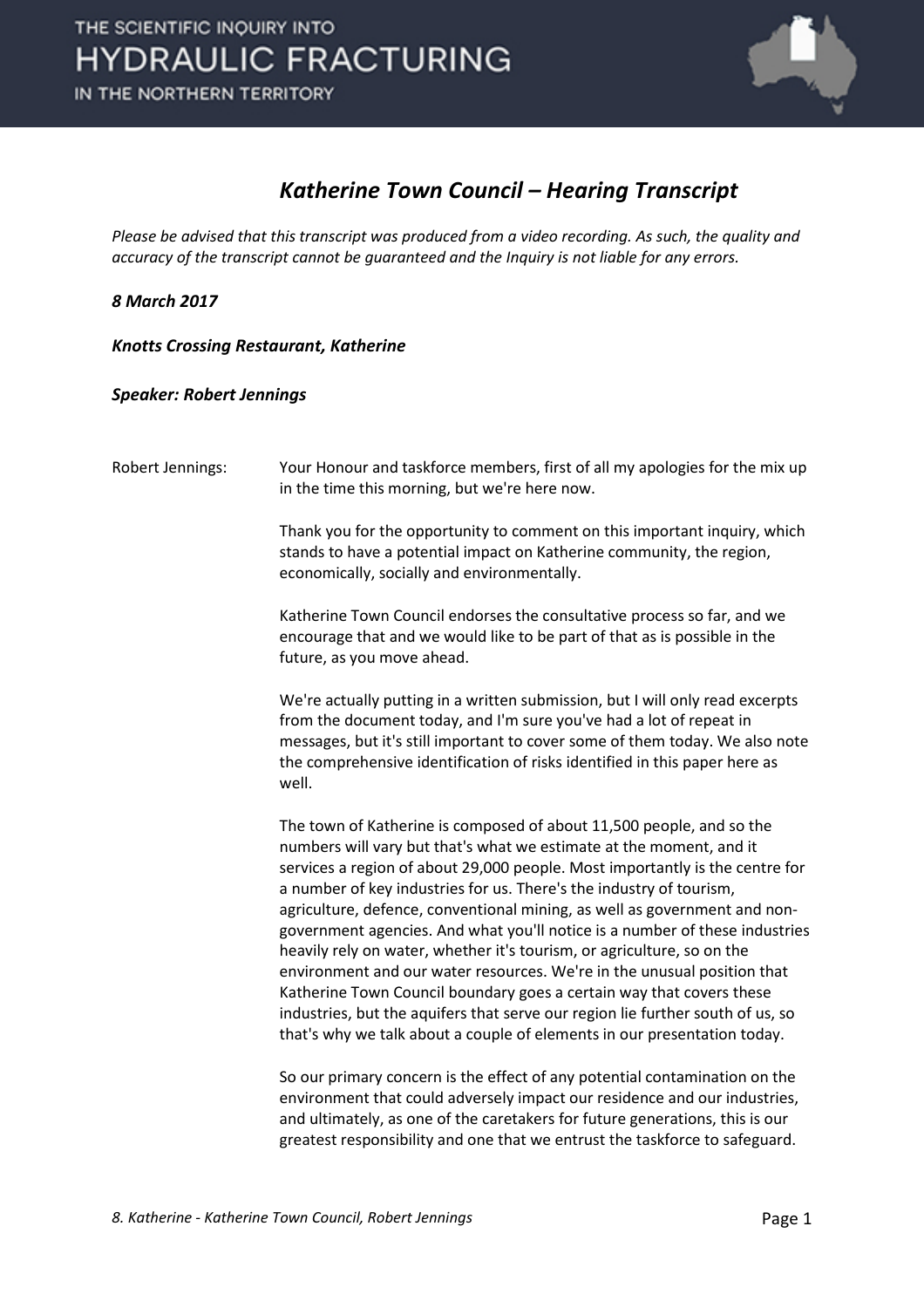THE SCIENTIFIC INQUIRY INTO
HYDRAULIC FRACTURING
IN THE NORTHERN TERRITORY

# *Katherine Town Council – Hearing Transcript*

*Please be advised that this transcript was produced from a video recording. As such, the quality and accuracy of the transcript cannot be guaranteed and the Inquiry is not liable for any errors.*

***8 March 2017***

***Knotts Crossing Restaurant, Katherine***

***Speaker: Robert Jennings***

Robert Jennings: Your Honour and taskforce members, first of all my apologies for the mix up in the time this morning, but we're here now.

Thank you for the opportunity to comment on this important inquiry, which stands to have a potential impact on Katherine community, the region, economically, socially and environmentally.

Katherine Town Council endorses the consultative process so far, and we encourage that and we would like to be part of that as is possible in the future, as you move ahead.

We're actually putting in a written submission, but I will only read excerpts from the document today, and I'm sure you've had a lot of repeat in messages, but it's still important to cover some of them today. We also note the comprehensive identification of risks identified in this paper here as well.

The town of Katherine is composed of about 11,500 people, and so the numbers will vary but that's what we estimate at the moment, and it services a region of about 29,000 people. Most importantly is the centre for a number of key industries for us. There's the industry of tourism, agriculture, defence, conventional mining, as well as government and non-government agencies. And what you'll notice is a number of these industries heavily rely on water, whether it's tourism, or agriculture, so on the environment and our water resources. We're in the unusual position that Katherine Town Council boundary goes a certain way that covers these industries, but the aquifers that serve our region lie further south of us, so that's why we talk about a couple of elements in our presentation today.

So our primary concern is the effect of any potential contamination on the environment that could adversely impact our residence and our industries, and ultimately, as one of the caretakers for future generations, this is our greatest responsibility and one that we entrust the taskforce to safeguard.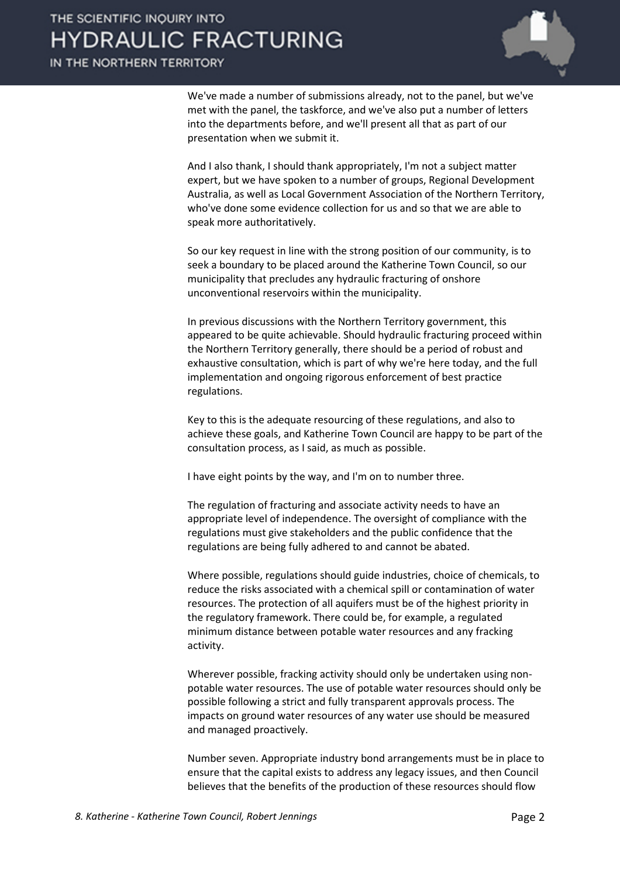We've made a number of submissions already, not to the panel, but we've met with the panel, the taskforce, and we've also put a number of letters into the departments before, and we'll present all that as part of our presentation when we submit it.

And I also thank, I should thank appropriately, I'm not a subject matter expert, but we have spoken to a number of groups, Regional Development Australia, as well as Local Government Association of the Northern Territory, who've done some evidence collection for us and so that we are able to speak more authoritatively.

So our key request in line with the strong position of our community, is to seek a boundary to be placed around the Katherine Town Council, so our municipality that precludes any hydraulic fracturing of onshore unconventional reservoirs within the municipality.

In previous discussions with the Northern Territory government, this appeared to be quite achievable. Should hydraulic fracturing proceed within the Northern Territory generally, there should be a period of robust and exhaustive consultation, which is part of why we're here today, and the full implementation and ongoing rigorous enforcement of best practice regulations.

Key to this is the adequate resourcing of these regulations, and also to achieve these goals, and Katherine Town Council are happy to be part of the consultation process, as I said, as much as possible.

I have eight points by the way, and I'm on to number three.

The regulation of fracturing and associate activity needs to have an appropriate level of independence. The oversight of compliance with the regulations must give stakeholders and the public confidence that the regulations are being fully adhered to and cannot be abated.

Where possible, regulations should guide industries, choice of chemicals, to reduce the risks associated with a chemical spill or contamination of water resources. The protection of all aquifers must be of the highest priority in the regulatory framework. There could be, for example, a regulated minimum distance between potable water resources and any fracking activity.

Wherever possible, fracking activity should only be undertaken using non-potable water resources. The use of potable water resources should only be possible following a strict and fully transparent approvals process. The impacts on ground water resources of any water use should be measured and managed proactively.

Number seven. Appropriate industry bond arrangements must be in place to ensure that the capital exists to address any legacy issues, and then Council believes that the benefits of the production of these resources should flow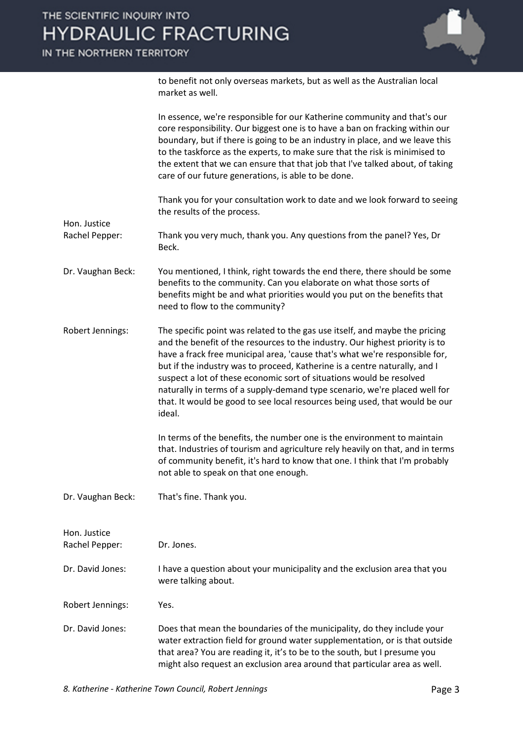to benefit not only overseas markets, but as well as the Australian local market as well.

In essence, we're responsible for our Katherine community and that's our core responsibility. Our biggest one is to have a ban on fracking within our boundary, but if there is going to be an industry in place, and we leave this to the taskforce as the experts, to make sure that the risk is minimised to the extent that we can ensure that that job that I've talked about, of taking care of our future generations, is able to be done.

Thank you for your consultation work to date and we look forward to seeing the results of the process.

**Hon. Justice Rachel Pepper:** Thank you very much, thank you. Any questions from the panel? Yes, Dr Beck.

**Dr. Vaughan Beck:** You mentioned, I think, right towards the end there, there should be some benefits to the community. Can you elaborate on what those sorts of benefits might be and what priorities would you put on the benefits that need to flow to the community?

**Robert Jennings:** The specific point was related to the gas use itself, and maybe the pricing and the benefit of the resources to the industry. Our highest priority is to have a frack free municipal area, 'cause that's what we're responsible for, but if the industry was to proceed, Katherine is a centre naturally, and I suspect a lot of these economic sort of situations would be resolved naturally in terms of a supply-demand type scenario, we're placed well for that. It would be good to see local resources being used, that would be our ideal.

In terms of the benefits, the number one is the environment to maintain that. Industries of tourism and agriculture rely heavily on that, and in terms of community benefit, it's hard to know that one. I think that I'm probably not able to speak on that one enough.

**Dr. Vaughan Beck:** That's fine. Thank you.

**Hon. Justice Rachel Pepper:** Dr. Jones.

**Dr. David Jones:** I have a question about your municipality and the exclusion area that you were talking about.

**Robert Jennings:** Yes.

**Dr. David Jones:** Does that mean the boundaries of the municipality, do they include your water extraction field for ground water supplementation, or is that outside that area? You are reading it, it's to be to the south, but I presume you might also request an exclusion area around that particular area as well.

*8. Katherine - Katherine Town Council, Robert Jennings*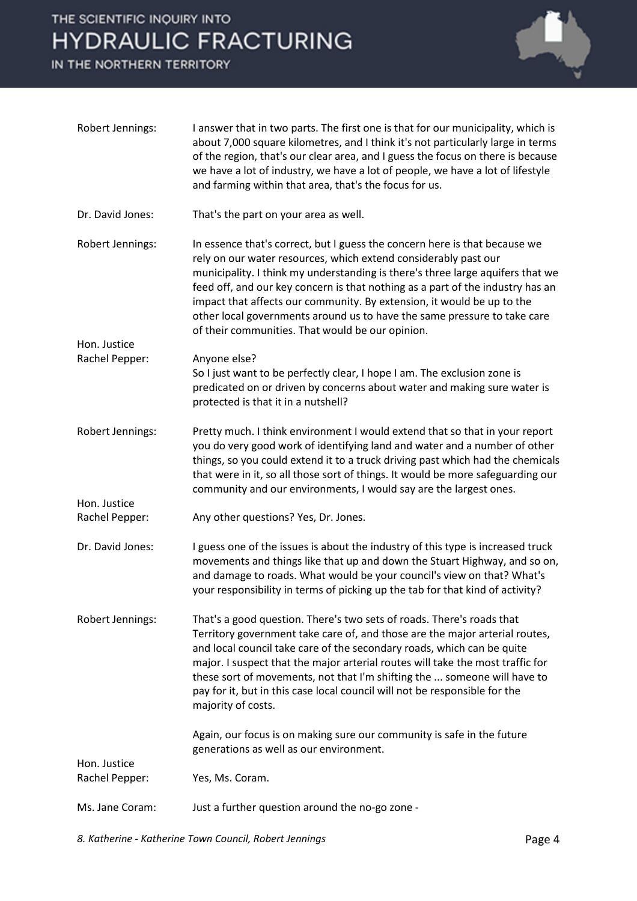Robert Jennings: I answer that in two parts. The first one is that for our municipality, which is about 7,000 square kilometres, and I think it's not particularly large in terms of the region, that's our clear area, and I guess the focus on there is because we have a lot of industry, we have a lot of people, we have a lot of lifestyle and farming within that area, that's the focus for us.

Dr. David Jones: That's the part on your area as well.

Robert Jennings: In essence that's correct, but I guess the concern here is that because we rely on our water resources, which extend considerably past our municipality. I think my understanding is there's three large aquifers that we feed off, and our key concern is that nothing as a part of the industry has an impact that affects our community. By extension, it would be up to the other local governments around us to have the same pressure to take care of their communities. That would be our opinion.

Hon. Justice Rachel Pepper: Anyone else?
So I just want to be perfectly clear, I hope I am. The exclusion zone is predicated on or driven by concerns about water and making sure water is protected is that it in a nutshell?

Robert Jennings: Pretty much. I think environment I would extend that so that in your report you do very good work of identifying land and water and a number of other things, so you could extend it to a truck driving past which had the chemicals that were in it, so all those sort of things. It would be more safeguarding our community and our environments, I would say are the largest ones.

Hon. Justice Rachel Pepper: Any other questions? Yes, Dr. Jones.

Dr. David Jones: I guess one of the issues is about the industry of this type is increased truck movements and things like that up and down the Stuart Highway, and so on, and damage to roads. What would be your council's view on that? What's your responsibility in terms of picking up the tab for that kind of activity?

Robert Jennings: That's a good question. There's two sets of roads. There's roads that Territory government take care of, and those are the major arterial routes, and local council take care of the secondary roads, which can be quite major. I suspect that the major arterial routes will take the most traffic for these sort of movements, not that I'm shifting the ... someone will have to pay for it, but in this case local council will not be responsible for the majority of costs.

Again, our focus is on making sure our community is safe in the future generations as well as our environment.

Hon. Justice Rachel Pepper: Yes, Ms. Coram.

Ms. Jane Coram: Just a further question around the no-go zone -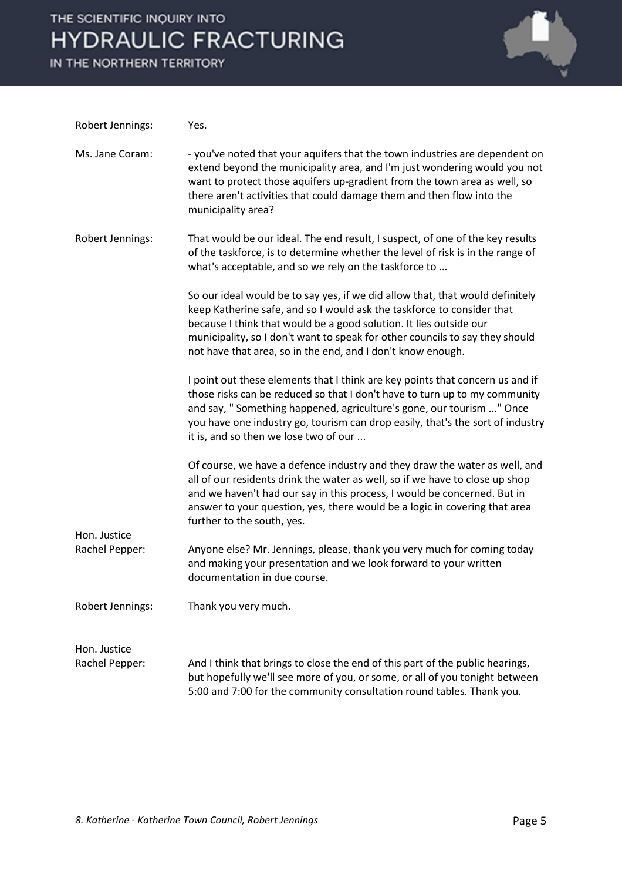Robert Jennings: Yes.

Ms. Jane Coram: - you've noted that your aquifers that the town industries are dependent on extend beyond the municipality area, and I'm just wondering would you not want to protect those aquifers up-gradient from the town area as well, so there aren't activities that could damage them and then flow into the municipality area?

Robert Jennings: That would be our ideal. The end result, I suspect, of one of the key results of the taskforce, is to determine whether the level of risk is in the range of what's acceptable, and so we rely on the taskforce to ...

So our ideal would be to say yes, if we did allow that, that would definitely keep Katherine safe, and so I would ask the taskforce to consider that because I think that would be a good solution. It lies outside our municipality, so I don't want to speak for other councils to say they should not have that area, so in the end, and I don't know enough.

I point out these elements that I think are key points that concern us and if those risks can be reduced so that I don't have to turn up to my community and say, " Something happened, agriculture's gone, our tourism ..." Once you have one industry go, tourism can drop easily, that's the sort of industry it is, and so then we lose two of our ...

Of course, we have a defence industry and they draw the water as well, and all of our residents drink the water as well, so if we have to close up shop and we haven't had our say in this process, I would be concerned. But in answer to your question, yes, there would be a logic in covering that area further to the south, yes.

Hon. Justice Rachel Pepper: Anyone else? Mr. Jennings, please, thank you very much for coming today and making your presentation and we look forward to your written documentation in due course.

Robert Jennings: Thank you very much.

Hon. Justice Rachel Pepper: And I think that brings to close the end of this part of the public hearings, but hopefully we'll see more of you, or some, or all of you tonight between 5:00 and 7:00 for the community consultation round tables. Thank you.